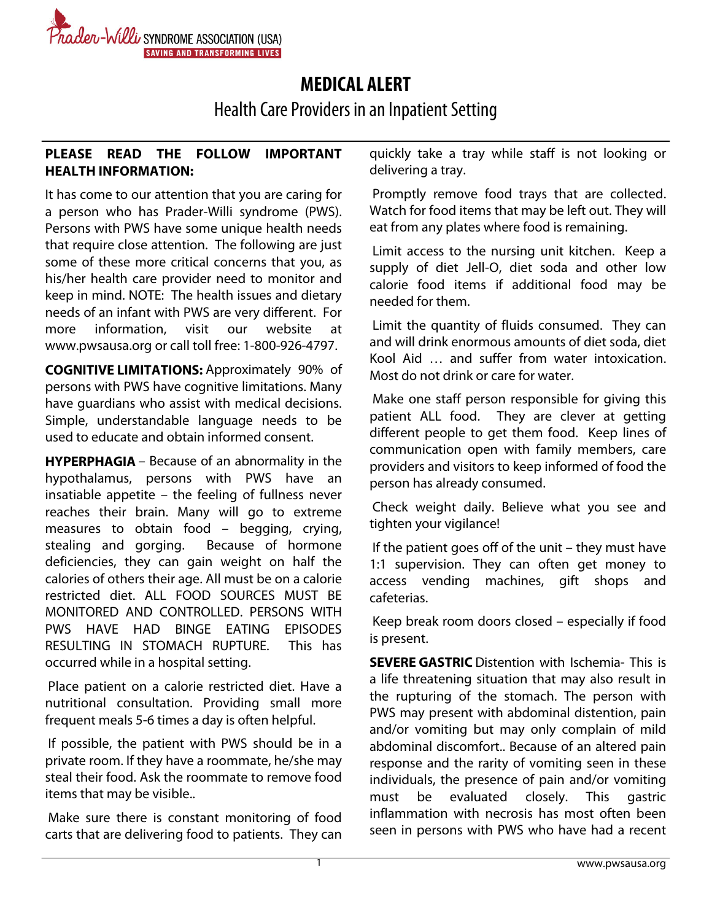Prader-Willi SYNDROME ASSOCIATION (USA)
SAVING AND TRANSFORMING LIVES

# MEDICAL ALERT

## Health Care Providers in an Inpatient Setting

**PLEASE READ THE FOLLOW IMPORTANT HEALTH INFORMATION:**

It has come to our attention that you are caring for a person who has Prader-Willi syndrome (PWS). Persons with PWS have some unique health needs that require close attention. The following are just some of these more critical concerns that you, as his/her health care provider need to monitor and keep in mind. NOTE: The health issues and dietary needs of an infant with PWS are very different. For more information, visit our website at www.pwsausa.org or call toll free: 1-800-926-4797.

**COGNITIVE LIMITATIONS:** Approximately 90% of persons with PWS have cognitive limitations. Many have guardians who assist with medical decisions. Simple, understandable language needs to be used to educate and obtain informed consent.

**HYPERPHAGIA** – Because of an abnormality in the hypothalamus, persons with PWS have an insatiable appetite – the feeling of fullness never reaches their brain. Many will go to extreme measures to obtain food – begging, crying, stealing and gorging. Because of hormone deficiencies, they can gain weight on half the calories of others their age. All must be on a calorie restricted diet. ALL FOOD SOURCES MUST BE MONITORED AND CONTROLLED. PERSONS WITH PWS HAVE HAD BINGE EATING EPISODES RESULTING IN STOMACH RUPTURE. This has occurred while in a hospital setting.

Place patient on a calorie restricted diet. Have a nutritional consultation. Providing small more frequent meals 5-6 times a day is often helpful.

If possible, the patient with PWS should be in a private room. If they have a roommate, he/she may steal their food. Ask the roommate to remove food items that may be visible..

Make sure there is constant monitoring of food carts that are delivering food to patients. They can quickly take a tray while staff is not looking or delivering a tray.

Promptly remove food trays that are collected. Watch for food items that may be left out. They will eat from any plates where food is remaining.

Limit access to the nursing unit kitchen. Keep a supply of diet Jell-O, diet soda and other low calorie food items if additional food may be needed for them.

Limit the quantity of fluids consumed. They can and will drink enormous amounts of diet soda, diet Kool Aid … and suffer from water intoxication. Most do not drink or care for water.

Make one staff person responsible for giving this patient ALL food. They are clever at getting different people to get them food. Keep lines of communication open with family members, care providers and visitors to keep informed of food the person has already consumed.

Check weight daily. Believe what you see and tighten your vigilance!

If the patient goes off of the unit – they must have 1:1 supervision. They can often get money to access vending machines, gift shops and cafeterias.

Keep break room doors closed – especially if food is present.

**SEVERE GASTRIC** Distention with Ischemia- This is a life threatening situation that may also result in the rupturing of the stomach. The person with PWS may present with abdominal distention, pain and/or vomiting but may only complain of mild abdominal discomfort.. Because of an altered pain response and the rarity of vomiting seen in these individuals, the presence of pain and/or vomiting must be evaluated closely. This gastric inflammation with necrosis has most often been seen in persons with PWS who have had a recent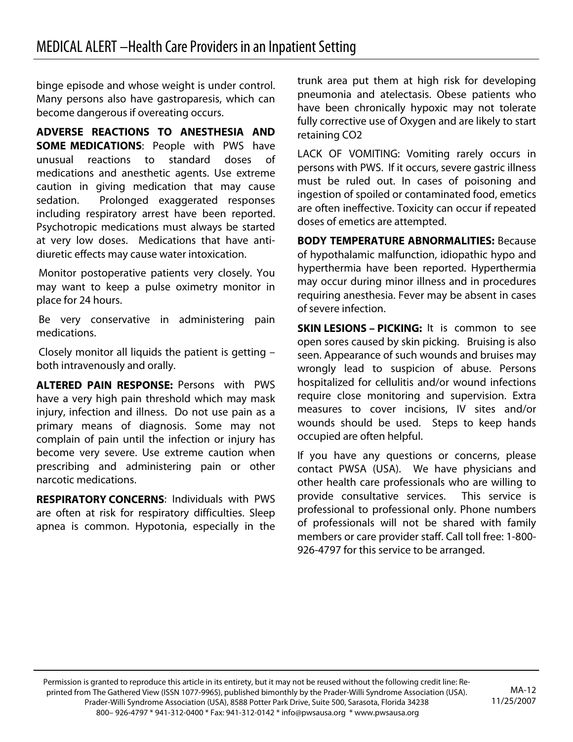binge episode and whose weight is under control. Many persons also have gastroparesis, which can become dangerous if overeating occurs.

**ADVERSE REACTIONS TO ANESTHESIA AND SOME MEDICATIONS**: People with PWS have unusual reactions to standard doses of medications and anesthetic agents. Use extreme caution in giving medication that may cause sedation. Prolonged exaggerated responses including respiratory arrest have been reported. Psychotropic medications must always be started at very low doses. Medications that have anti-diuretic effects may cause water intoxication.

Monitor postoperative patients very closely. You may want to keep a pulse oximetry monitor in place for 24 hours.

Be very conservative in administering pain medications.

Closely monitor all liquids the patient is getting – both intravenously and orally.

**ALTERED PAIN RESPONSE:** Persons with PWS have a very high pain threshold which may mask injury, infection and illness. Do not use pain as a primary means of diagnosis. Some may not complain of pain until the infection or injury has become very severe. Use extreme caution when prescribing and administering pain or other narcotic medications.

**RESPIRATORY CONCERNS**: Individuals with PWS are often at risk for respiratory difficulties. Sleep apnea is common. Hypotonia, especially in the trunk area put them at high risk for developing pneumonia and atelectasis. Obese patients who have been chronically hypoxic may not tolerate fully corrective use of Oxygen and are likely to start retaining $CO_2$

LACK OF VOMITING: Vomiting rarely occurs in persons with PWS. If it occurs, severe gastric illness must be ruled out. In cases of poisoning and ingestion of spoiled or contaminated food, emetics are often ineffective. Toxicity can occur if repeated doses of emetics are attempted.

**BODY TEMPERATURE ABNORMALITIES:** Because of hypothalamic malfunction, idiopathic hypo and hyperthermia have been reported. Hyperthermia may occur during minor illness and in procedures requiring anesthesia. Fever may be absent in cases of severe infection.

**SKIN LESIONS – PICKING:** It is common to see open sores caused by skin picking. Bruising is also seen. Appearance of such wounds and bruises may wrongly lead to suspicion of abuse. Persons hospitalized for cellulitis and/or wound infections require close monitoring and supervision. Extra measures to cover incisions, IV sites and/or wounds should be used. Steps to keep hands occupied are often helpful.

If you have any questions or concerns, please contact PWSA (USA). We have physicians and other health care professionals who are willing to provide consultative services. This service is professional to professional only. Phone numbers of professionals will not be shared with family members or care provider staff. Call toll free: 1-800-926-4797 for this service to be arranged.